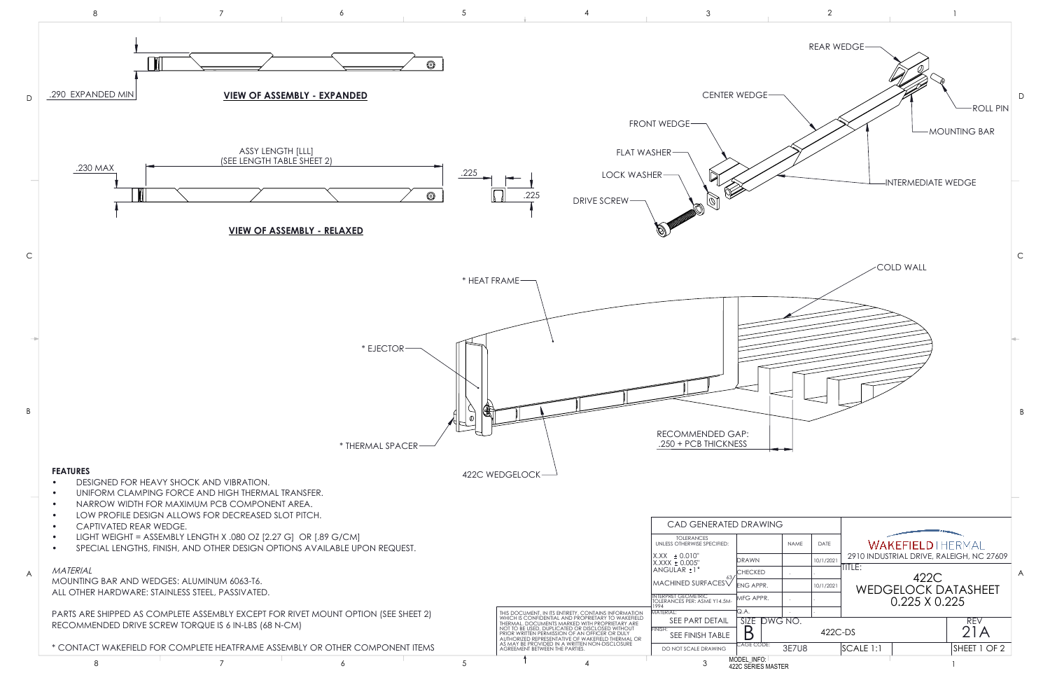## VIEW OF ASSEMBLY - EXPANDED

.290 EXPANDED MIN

## VIEW OF ASSEMBLY - RELAXED

.230 MAX

ASSY LENGTH [LLL]
(SEE LENGTH TABLE SHEET 2)

.225

.225

REAR WEDGE

CENTER WEDGE

FRONT WEDGE

FLAT WASHER

LOCK WASHER

DRIVE SCREW

ROLL PIN

MOUNTING BAR

INTERMEDIATE WEDGE

COLD WALL

* HEAT FRAME

* EJECTOR

* THERMAL SPACER

422C WEDGELOCK

RECOMMENDED GAP:
.250 + PCB THICKNESS

**FEATURES**

- DESIGNED FOR HEAVY SHOCK AND VIBRATION.
- UNIFORM CLAMPING FORCE AND HIGH THERMAL TRANSFER.
- NARROW WIDTH FOR MAXIMUM PCB COMPONENT AREA.
- LOW PROFILE DESIGN ALLOWS FOR DECREASED SLOT PITCH.
- CAPTIVATED REAR WEDGE.
- LIGHT WEIGHT = ASSEMBLY LENGTH X .080 OZ [2.27 G] OR [.89 G/CM]
- SPECIAL LENGTHS, FINISH, AND OTHER DESIGN OPTIONS AVAILABLE UPON REQUEST.

*MATERIAL*

MOUNTING BAR AND WEDGES: ALUMINUM 6063-T6.
ALL OTHER HARDWARE: STAINLESS STEEL, PASSIVATED.

PARTS ARE SHIPPED AS COMPLETE ASSEMBLY EXCEPT FOR RIVET MOUNT OPTION (SEE SHEET 2)
RECOMMENDED DRIVE SCREW TORQUE IS 6 IN-LBS (68 N-CM)

* CONTACT WAKEFIELD FOR COMPLETE HEATFRAME ASSEMBLY OR OTHER COMPONENT ITEMS

THIS DOCUMENT, IN ITS ENTIRETY, CONTAINS INFORMATION WHICH IS CONFIDENTIAL AND PROPRIETARY TO WAKEFIELD THERMAL. DOCUMENTS MARKED WITH PROPRIETARY ARE NOT TO BE USED, DUPLICATED OR DISCLOSED WITHOUT PRIOR WRITTEN PERMISSION OF AN OFFICER OR DULY AUTHORIZED REPRESENTATIVE OF WAKEFIELD THERMAL OR AS MAY BE PROVIDED IN A WRITTEN NON-DISCLOSURE AGREEMENT BETWEEN THE PARTIES.

| CAD GENERATED DRAWING | | | |
|---|---|---|---|
| TOLERANCES UNLESS OTHERWISE SPECIFIED: | | NAME | DATE |
| X.XX ± 0.010" X.XXX ± 0.005" ANGULAR ±1° | DRAWN | | 10/1/2021 |
| MACHINED SURFACES 63 | CHECKED | . | . |
| | ENG APPR. | | 10/1/2021 |
| INTERPRET GEOMETRIC TOLERANCES PER: ASME Y14.5M-1994 | MFG APPR. | . | . |
| MATERIAL: SEE PART DETAIL | Q.A. | . | . |
| FINISH: SEE FINISH TABLE | SIZE B | DWG NO. 422C-DS | |
| DO NOT SCALE DRAWING | CAGE CODE: 3E7U8 | | |

WAKEFIELD | HERVAL
2910 INDUSTRIAL DRIVE, RALEIGH, NC 27609

TITLE: 422C WEDGELOCK DATASHEET 0.225 X 0.225

REV 21A

SCALE 1:1

SHEET 1 OF 2

MODEL_INFO: 422C SERIES MASTER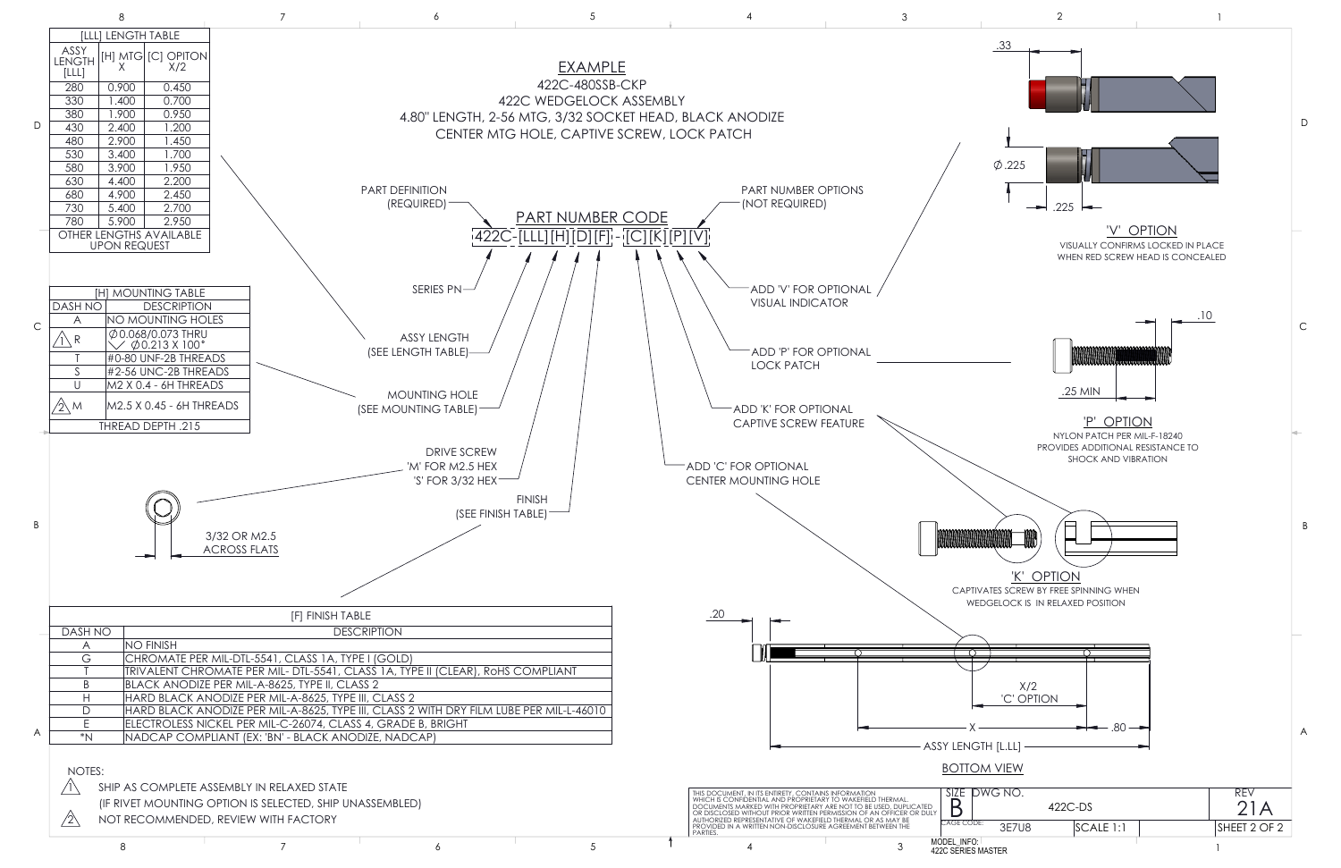## [LLL] LENGTH TABLE

| ASSY LENGTH [LLL] | [H] MTG X | [C] OPITON X/2 |
|---|---|---|
| 280 | 0.900 | 0.450 |
| 330 | 1.400 | 0.700 |
| 380 | 1.900 | 0.950 |
| 430 | 2.400 | 1.200 |
| 480 | 2.900 | 1.450 |
| 530 | 3.400 | 1.700 |
| 580 | 3.900 | 1.950 |
| 630 | 4.400 | 2.200 |
| 680 | 4.900 | 2.450 |
| 730 | 5.400 | 2.700 |
| 780 | 5.900 | 2.950 |
| OTHER LENGTHS AVAILABLE UPON REQUEST | | |

## [H] MOUNTING TABLE

| DASH NO | DESCRIPTION |
|---|---|
| A | NO MOUNTING HOLES |
| 1 R | Ø0.068/0.073 THRU ⌵ Ø0.213 X 100° |
| T | #0-80 UNF-2B THREADS |
| S | #2-56 UNC-2B THREADS |
| U | M2 X 0.4 - 6H THREADS |
| 2 M | M2.5 X 0.45 - 6H THREADS |
| THREAD DEPTH .215 | |

## EXAMPLE

422C-480SSB-CKP

422C WEDGELOCK ASSEMBLY

4.80" LENGTH, 2-56 MTG, 3/32 SOCKET HEAD, BLACK ANODIZE

CENTER MTG HOLE, CAPTIVE SCREW, LOCK PATCH

## PART NUMBER CODE

422C-[LLL][H][D][F] - [C][K][P][V]

PART DEFINITION (REQUIRED)

PART NUMBER OPTIONS (NOT REQUIRED)

- SERIES PN
- ASSY LENGTH (SEE LENGTH TABLE)
- MOUNTING HOLE (SEE MOUNTING TABLE)
- DRIVE SCREW 'M' FOR M2.5 HEX 'S' FOR 3/32 HEX
- FINISH (SEE FINISH TABLE)
- ADD 'V' FOR OPTIONAL VISUAL INDICATOR
- ADD 'P' FOR OPTIONAL LOCK PATCH
- ADD 'K' FOR OPTIONAL CAPTIVE SCREW FEATURE
- ADD 'C' FOR OPTIONAL CENTER MOUNTING HOLE

3/32 OR M2.5 ACROSS FLATS

.33

Ø.225

.225

## 'V' OPTION

VISUALLY CONFIRMS LOCKED IN PLACE WHEN RED SCREW HEAD IS CONCEALED

.10

.25 MIN

## 'P' OPTION

NYLON PATCH PER MIL-F-18240 PROVIDES ADDITIONAL RESISTANCE TO SHOCK AND VIBRATION

## 'K' OPTION

CAPTIVATES SCREW BY FREE SPINNING WHEN WEDGELOCK IS IN RELAXED POSITION

.20

X/2 'C' OPTION

X

.80

ASSY LENGTH [LLL]

## BOTTOM VIEW

## [F] FINISH TABLE

| DASH NO | DESCRIPTION |
|---|---|
| A | NO FINISH |
| G | CHROMATE PER MIL-DTL-5541, CLASS 1A, TYPE I (GOLD) |
| T | TRIVALENT CHROMATE PER MIL- DTL-5541, CLASS 1A, TYPE II (CLEAR), RoHS COMPLIANT |
| B | BLACK ANODIZE PER MIL-A-8625, TYPE II, CLASS 2 |
| H | HARD BLACK ANODIZE PER MIL-A-8625, TYPE III, CLASS 2 |
| D | HARD BLACK ANODIZE PER MIL-A-8625, TYPE III, CLASS 2 WITH DRY FILM LUBE PER MIL-L-46010 |
| E | ELECTROLESS NICKEL PER MIL-C-26074, CLASS 4, GRADE B, BRIGHT |
| *N | NADCAP COMPLIANT (EX: 'BN' - BLACK ANODIZE, NADCAP) |

NOTES:

1. SHIP AS COMPLETE ASSEMBLY IN RELAXED STATE (IF RIVET MOUNTING OPTION IS SELECTED, SHIP UNASSEMBLED)
2. NOT RECOMMENDED, REVIEW WITH FACTORY

THIS DOCUMENT, IN ITS ENTIRETY, CONTAINS INFORMATION WHICH IS CONFIDENTIAL AND PROPRIETARY TO WAKEFIELD THERMAL. DOCUMENTS MARKED WITH PROPRIETARY ARE NOT TO BE USED, DUPLICATED OR DISCLOSED WITHOUT PRIOR WRITTEN PERMISSION OF AN OFFICER OR DULY AUTHORIZED REPRESENTATIVE OF WAKEFIELD THERMAL OR AS MAY BE PROVIDED IN A WRITTEN NON-DISCLOSURE AGREEMENT BETWEEN THE PARTIES.

| SIZE | DWG NO. | REV |
|---|---|---|
| B | 422C-DS | 21A |
| CAGE CODE: 3E7U8 | SCALE 1:1 | SHEET 2 OF 2 |

MODEL_INFO: 422C SERIES MASTER